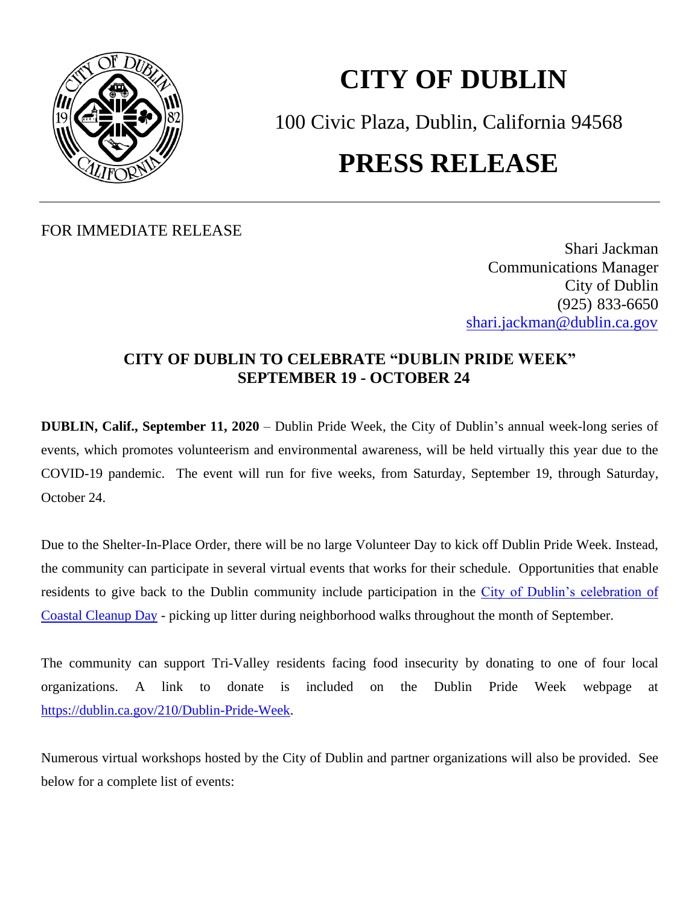# CITY OF DUBLIN

100 Civic Plaza, Dublin, California 94568

# PRESS RELEASE

FOR IMMEDIATE RELEASE

Shari Jackman
Communications Manager
City of Dublin
(925) 833-6650
shari.jackman@dublin.ca.gov

## CITY OF DUBLIN TO CELEBRATE "DUBLIN PRIDE WEEK" SEPTEMBER 19 - OCTOBER 24

**DUBLIN, Calif., September 11, 2020** – Dublin Pride Week, the City of Dublin's annual week-long series of events, which promotes volunteerism and environmental awareness, will be held virtually this year due to the COVID-19 pandemic. The event will run for five weeks, from Saturday, September 19, through Saturday, October 24.

Due to the Shelter-In-Place Order, there will be no large Volunteer Day to kick off Dublin Pride Week. Instead, the community can participate in several virtual events that works for their schedule. Opportunities that enable residents to give back to the Dublin community include participation in the [City of Dublin's celebration of Coastal Cleanup Day]() - picking up litter during neighborhood walks throughout the month of September.

The community can support Tri-Valley residents facing food insecurity by donating to one of four local organizations. A link to donate is included on the Dublin Pride Week webpage at https://dublin.ca.gov/210/Dublin-Pride-Week.

Numerous virtual workshops hosted by the City of Dublin and partner organizations will also be provided. See below for a complete list of events: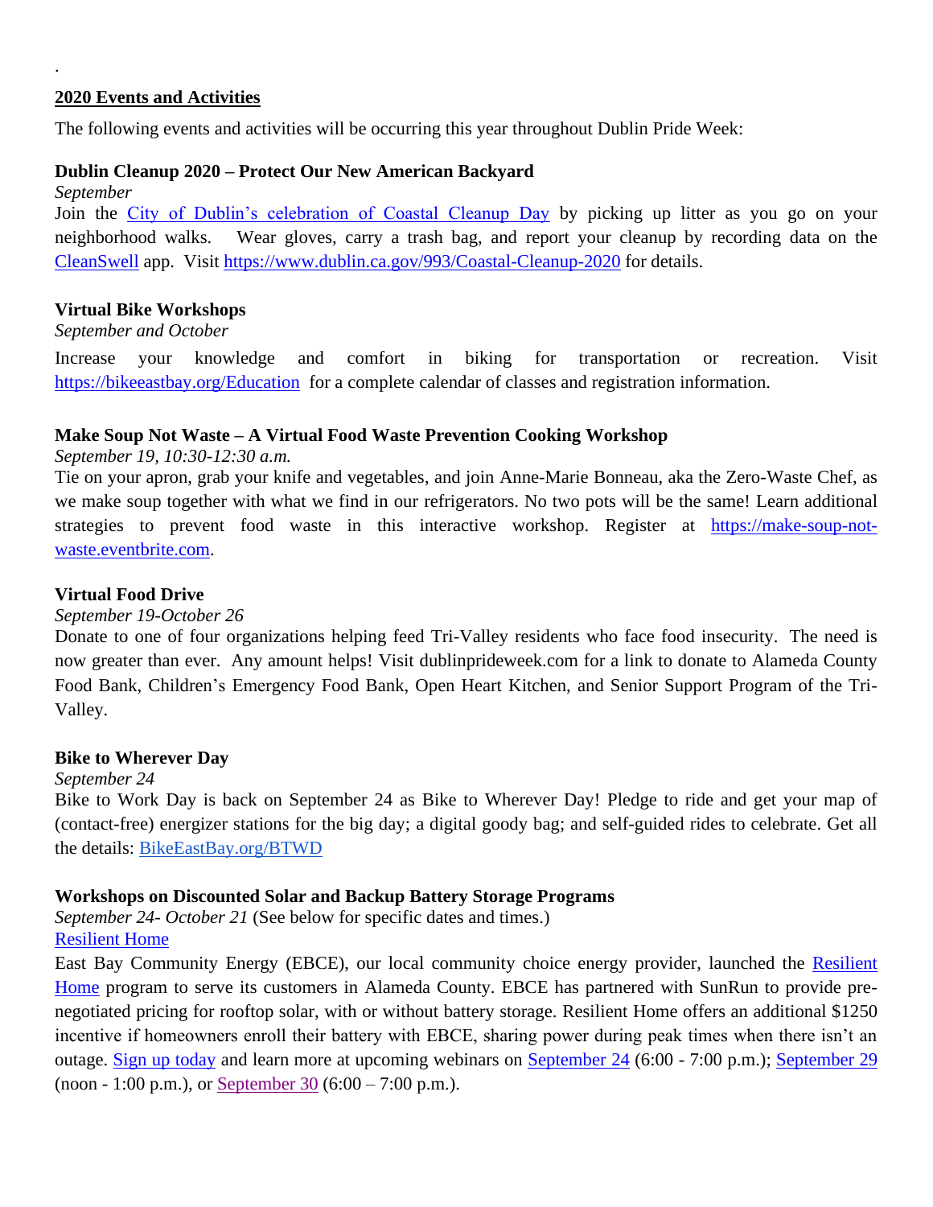.

## 2020 Events and Activities

The following events and activities will be occurring this year throughout Dublin Pride Week:

### Dublin Cleanup 2020 – Protect Our New American Backyard

*September*

Join the City of Dublin's celebration of Coastal Cleanup Day by picking up litter as you go on your neighborhood walks. Wear gloves, carry a trash bag, and report your cleanup by recording data on the CleanSwell app. Visit https://www.dublin.ca.gov/993/Coastal-Cleanup-2020 for details.

### Virtual Bike Workshops

*September and October*

Increase your knowledge and comfort in biking for transportation or recreation. Visit https://bikeeastbay.org/Education for a complete calendar of classes and registration information.

### Make Soup Not Waste – A Virtual Food Waste Prevention Cooking Workshop

*September 19, 10:30-12:30 a.m.*

Tie on your apron, grab your knife and vegetables, and join Anne-Marie Bonneau, aka the Zero-Waste Chef, as we make soup together with what we find in our refrigerators. No two pots will be the same! Learn additional strategies to prevent food waste in this interactive workshop. Register at https://make-soup-not-waste.eventbrite.com.

### Virtual Food Drive

*September 19-October 26*

Donate to one of four organizations helping feed Tri-Valley residents who face food insecurity. The need is now greater than ever. Any amount helps! Visit dublinprideweek.com for a link to donate to Alameda County Food Bank, Children's Emergency Food Bank, Open Heart Kitchen, and Senior Support Program of the Tri-Valley.

### Bike to Wherever Day

*September 24*

Bike to Work Day is back on September 24 as Bike to Wherever Day! Pledge to ride and get your map of (contact-free) energizer stations for the big day; a digital goody bag; and self-guided rides to celebrate. Get all the details: BikeEastBay.org/BTWD

### Workshops on Discounted Solar and Backup Battery Storage Programs

*September 24- October 21* (See below for specific dates and times.)

Resilient Home

East Bay Community Energy (EBCE), our local community choice energy provider, launched the Resilient Home program to serve its customers in Alameda County. EBCE has partnered with SunRun to provide pre-negotiated pricing for rooftop solar, with or without battery storage. Resilient Home offers an additional $1250 incentive if homeowners enroll their battery with EBCE, sharing power during peak times when there isn't an outage. Sign up today and learn more at upcoming webinars on September 24 (6:00 - 7:00 p.m.); September 29 (noon - 1:00 p.m.), or September 30 (6:00 – 7:00 p.m.).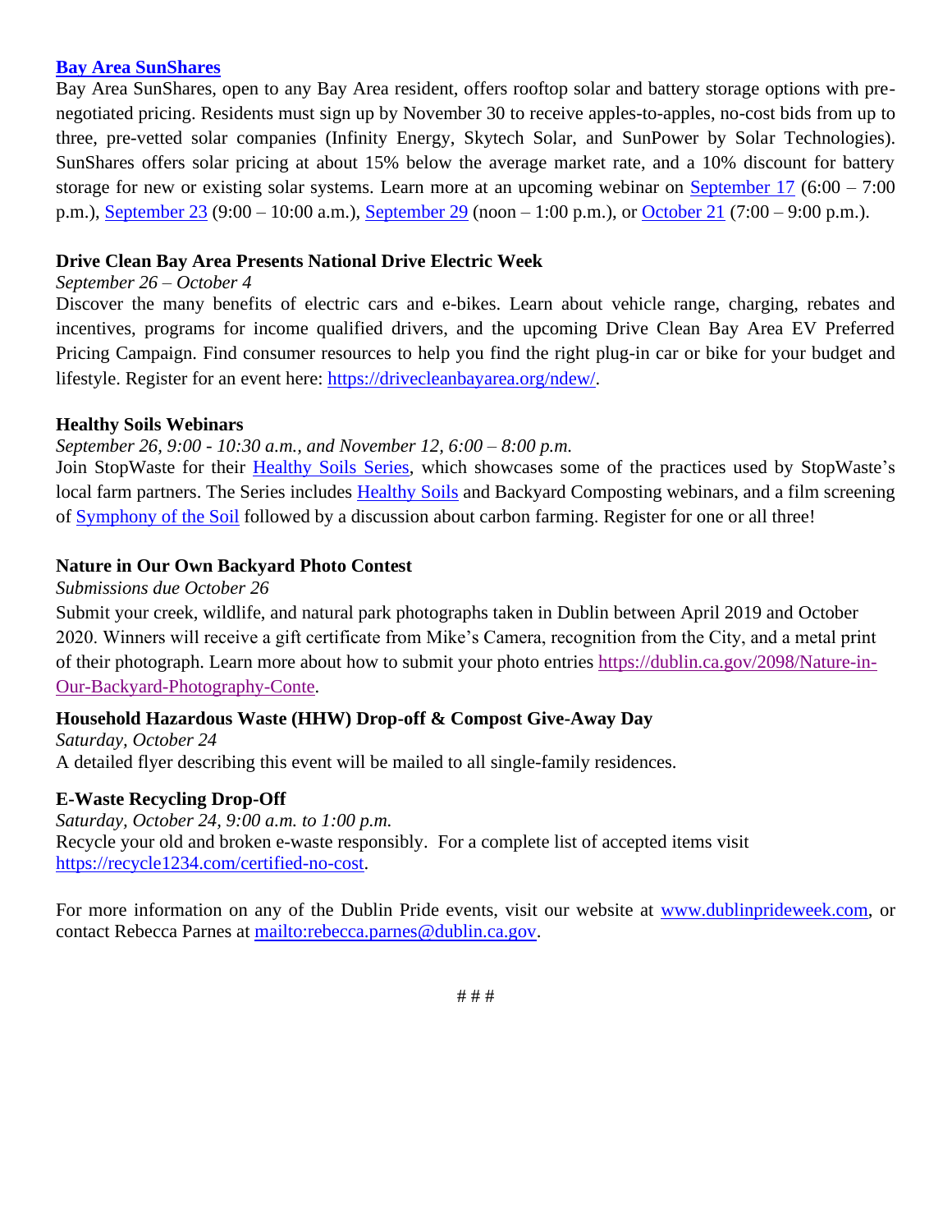**Bay Area SunShares**

Bay Area SunShares, open to any Bay Area resident, offers rooftop solar and battery storage options with pre-negotiated pricing. Residents must sign up by November 30 to receive apples-to-apples, no-cost bids from up to three, pre-vetted solar companies (Infinity Energy, Skytech Solar, and SunPower by Solar Technologies). SunShares offers solar pricing at about 15% below the average market rate, and a 10% discount for battery storage for new or existing solar systems. Learn more at an upcoming webinar on September 17 (6:00 – 7:00 p.m.), September 23 (9:00 – 10:00 a.m.), September 29 (noon – 1:00 p.m.), or October 21 (7:00 – 9:00 p.m.).

**Drive Clean Bay Area Presents National Drive Electric Week**

*September 26 – October 4*

Discover the many benefits of electric cars and e-bikes. Learn about vehicle range, charging, rebates and incentives, programs for income qualified drivers, and the upcoming Drive Clean Bay Area EV Preferred Pricing Campaign. Find consumer resources to help you find the right plug-in car or bike for your budget and lifestyle. Register for an event here: https://drivecleanbayarea.org/ndew/.

**Healthy Soils Webinars**

*September 26, 9:00 - 10:30 a.m., and November 12, 6:00 – 8:00 p.m.*

Join StopWaste for their Healthy Soils Series, which showcases some of the practices used by StopWaste's local farm partners. The Series includes Healthy Soils and Backyard Composting webinars, and a film screening of Symphony of the Soil followed by a discussion about carbon farming. Register for one or all three!

**Nature in Our Own Backyard Photo Contest**

*Submissions due October 26*

Submit your creek, wildlife, and natural park photographs taken in Dublin between April 2019 and October 2020. Winners will receive a gift certificate from Mike's Camera, recognition from the City, and a metal print of their photograph. Learn more about how to submit your photo entries https://dublin.ca.gov/2098/Nature-in-Our-Backyard-Photography-Conte.

**Household Hazardous Waste (HHW) Drop-off & Compost Give-Away Day**

*Saturday, October 24*

A detailed flyer describing this event will be mailed to all single-family residences.

**E-Waste Recycling Drop-Off**

*Saturday, October 24, 9:00 a.m. to 1:00 p.m.*

Recycle your old and broken e-waste responsibly. For a complete list of accepted items visit https://recycle1234.com/certified-no-cost.

For more information on any of the Dublin Pride events, visit our website at www.dublinprideweek.com, or contact Rebecca Parnes at mailto:rebecca.parnes@dublin.ca.gov.

# # #